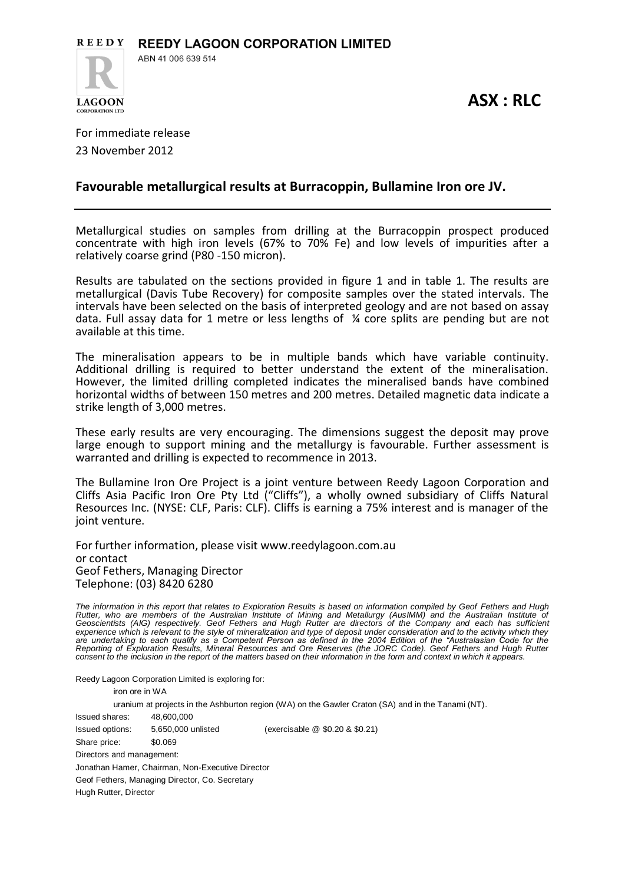**REEDY LAGOON CORPORATION LIMITED**

ABN 41 006 639 514

**ASX : RLC**

For immediate release

23 November 2012

## Favourable metallurgical results at Burracoppin, Bullamine Iron ore JV.

Metallurgical studies on samples from drilling at the Burracoppin prospect produced concentrate with high iron levels (67% to 70% Fe) and low levels of impurities after a relatively coarse grind (P80 -150 micron).

Results are tabulated on the sections provided in figure 1 and in table 1. The results are metallurgical (Davis Tube Recovery) for composite samples over the stated intervals. The intervals have been selected on the basis of interpreted geology and are not based on assay data. Full assay data for 1 metre or less lengths of ¼ core splits are pending but are not available at this time.

The mineralisation appears to be in multiple bands which have variable continuity. Additional drilling is required to better understand the extent of the mineralisation. However, the limited drilling completed indicates the mineralised bands have combined horizontal widths of between 150 metres and 200 metres. Detailed magnetic data indicate a strike length of 3,000 metres.

These early results are very encouraging. The dimensions suggest the deposit may prove large enough to support mining and the metallurgy is favourable. Further assessment is warranted and drilling is expected to recommence in 2013.

The Bullamine Iron Ore Project is a joint venture between Reedy Lagoon Corporation and Cliffs Asia Pacific Iron Ore Pty Ltd ("Cliffs"), a wholly owned subsidiary of Cliffs Natural Resources Inc. (NYSE: CLF, Paris: CLF). Cliffs is earning a 75% interest and is manager of the joint venture.

For further information, please visit www.reedylagoon.com.au
or contact
Geof Fethers, Managing Director
Telephone: (03) 8420 6280

*The information in this report that relates to Exploration Results is based on information compiled by Geof Fethers and Hugh Rutter, who are members of the Australian Institute of Mining and Metallurgy (AusIMM) and the Australian Institute of Geoscientists (AIG) respectively. Geof Fethers and Hugh Rutter are directors of the Company and each has sufficient experience which is relevant to the style of mineralization and type of deposit under consideration and to the activity which they are undertaking to each qualify as a Competent Person as defined in the 2004 Edition of the "Australasian Code for the Reporting of Exploration Results, Mineral Resources and Ore Reserves (the JORC Code). Geof Fethers and Hugh Rutter consent to the inclusion in the report of the matters based on their information in the form and context in which it appears.*

Reedy Lagoon Corporation Limited is exploring for:

iron ore in WA

uranium at projects in the Ashburton region (WA) on the Gawler Craton (SA) and in the Tanami (NT).

| | | |
|---|---|---|
| Issued shares: | 48,600,000 | |
| Issued options: | 5,650,000 unlisted | (exercisable @ $0.20 & $0.21) |
| Share price: | $0.069 | |

Directors and management:

Jonathan Hamer, Chairman, Non-Executive Director

Geof Fethers, Managing Director, Co. Secretary

Hugh Rutter, Director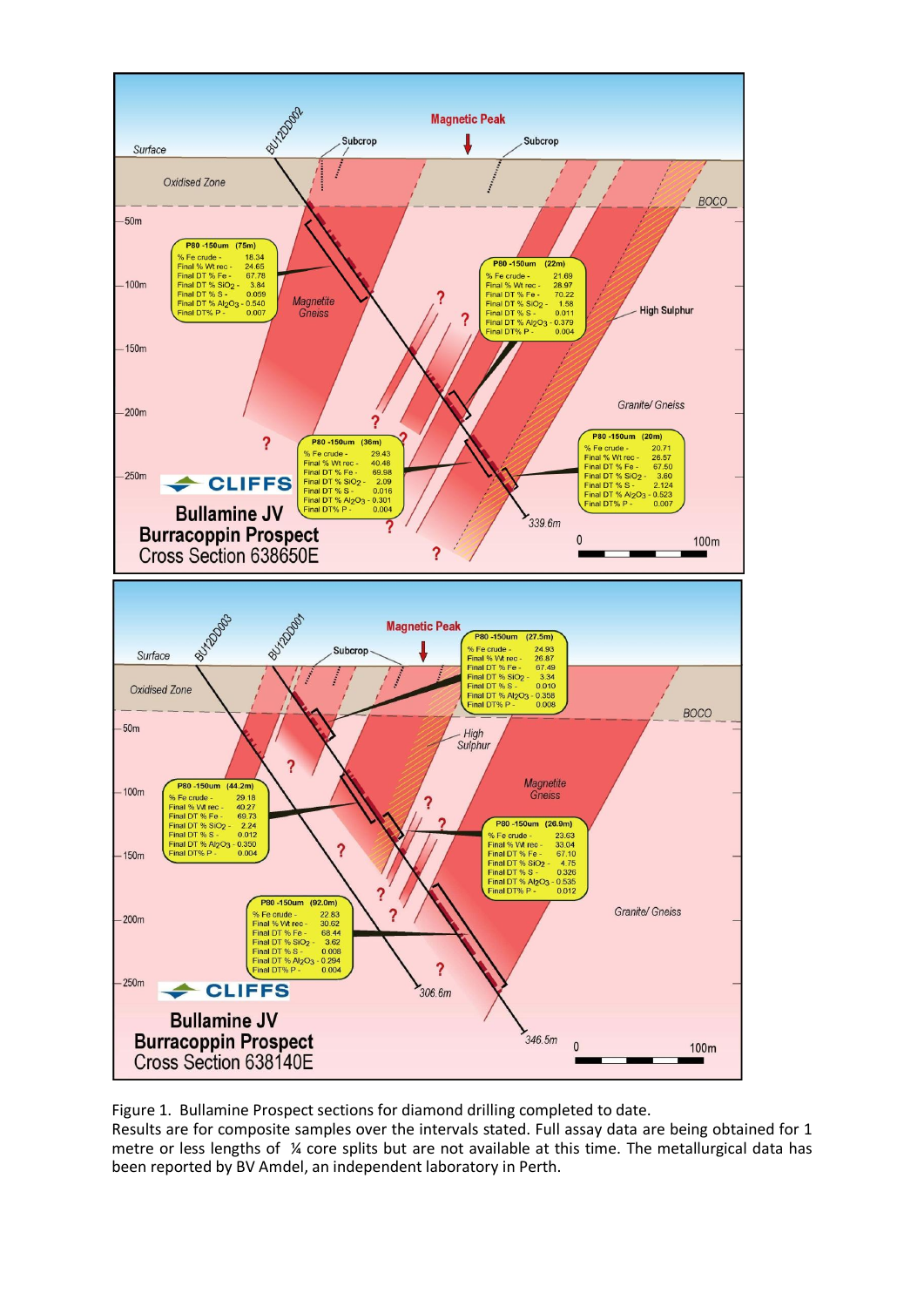Figure 1. Bullamine Prospect sections for diamond drilling completed to date.

Results are for composite samples over the intervals stated. Full assay data are being obtained for 1 metre or less lengths of ¼ core splits but are not available at this time. The metallurgical data has been reported by BV Amdel, an independent laboratory in Perth.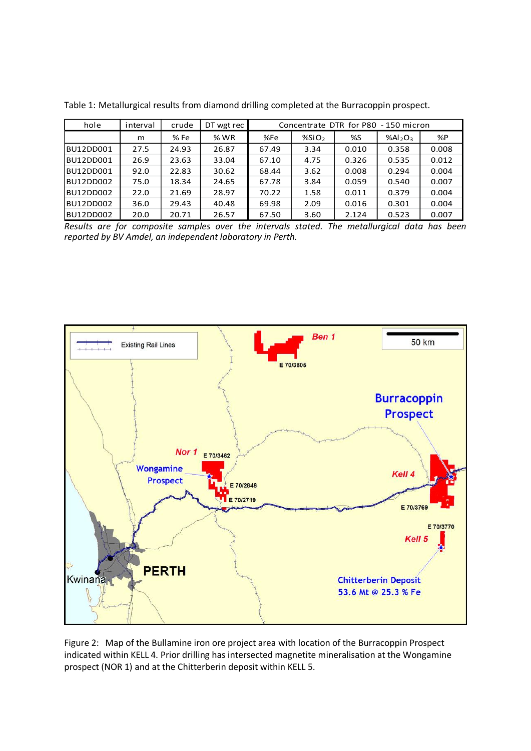Table 1: Metallurgical results from diamond drilling completed at the Burracoppin prospect.

| hole | interval | crude | DT wgt rec | Concentrate DTR for P80 - 150 micron | | | | |
|---|---|---|---|---|---|---|---|---|
| | m | % Fe | % WR | %Fe | $\%SiO_2$ | %S | $\%Al_2O_3$ | %P |
| BU12DD001 | 27.5 | 24.93 | 26.87 | 67.49 | 3.34 | 0.010 | 0.358 | 0.008 |
| BU12DD001 | 26.9 | 23.63 | 33.04 | 67.10 | 4.75 | 0.326 | 0.535 | 0.012 |
| BU12DD001 | 92.0 | 22.83 | 30.62 | 68.44 | 3.62 | 0.008 | 0.294 | 0.004 |
| BU12DD002 | 75.0 | 18.34 | 24.65 | 67.78 | 3.84 | 0.059 | 0.540 | 0.007 |
| BU12DD002 | 22.0 | 21.69 | 28.97 | 70.22 | 1.58 | 0.011 | 0.379 | 0.004 |
| BU12DD002 | 36.0 | 29.43 | 40.48 | 69.98 | 2.09 | 0.016 | 0.301 | 0.004 |
| BU12DD002 | 20.0 | 20.71 | 26.57 | 67.50 | 3.60 | 2.124 | 0.523 | 0.007 |

*Results are for composite samples over the intervals stated. The metallurgical data has been reported by BV Amdel, an independent laboratory in Perth.*

Figure 2: Map of the Bullamine iron ore project area with location of the Burracoppin Prospect indicated within KELL 4. Prior drilling has intersected magnetite mineralisation at the Wongamine prospect (NOR 1) and at the Chitterberin deposit within KELL 5.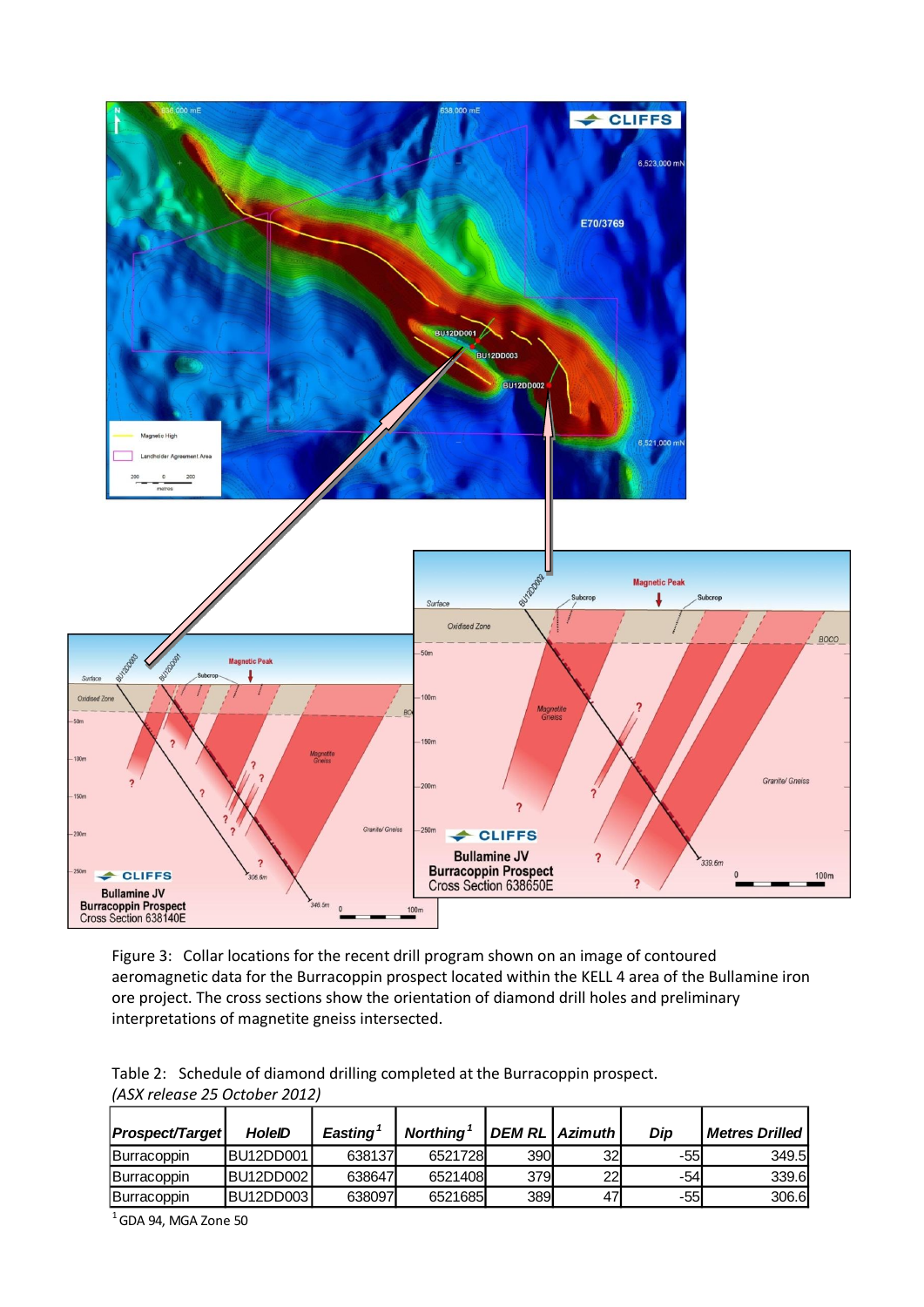Figure 3: Collar locations for the recent drill program shown on an image of contoured aeromagnetic data for the Burracoppin prospect located within the KELL 4 area of the Bullamine iron ore project. The cross sections show the orientation of diamond drill holes and preliminary interpretations of magnetite gneiss intersected.

Table 2: Schedule of diamond drilling completed at the Burracoppin prospect.
*(ASX release 25 October 2012)*

| *Prospect/Target* | *HoleID* | *Easting*[1] | *Northing*[1] | *DEM RL* | *Azimuth* | *Dip* | *Metres Drilled* |
|---|---|---|---|---|---|---|---|
| Burracoppin | BU12DD001 | 638137 | 6521728 | 390 | 32 | -55 | 349.5 |
| Burracoppin | BU12DD002 | 638647 | 6521408 | 379 | 22 | -54 | 339.6 |
| Burracoppin | BU12DD003 | 638097 | 6521685 | 389 | 47 | -55 | 306.6 |

[1] GDA 94, MGA Zone 50